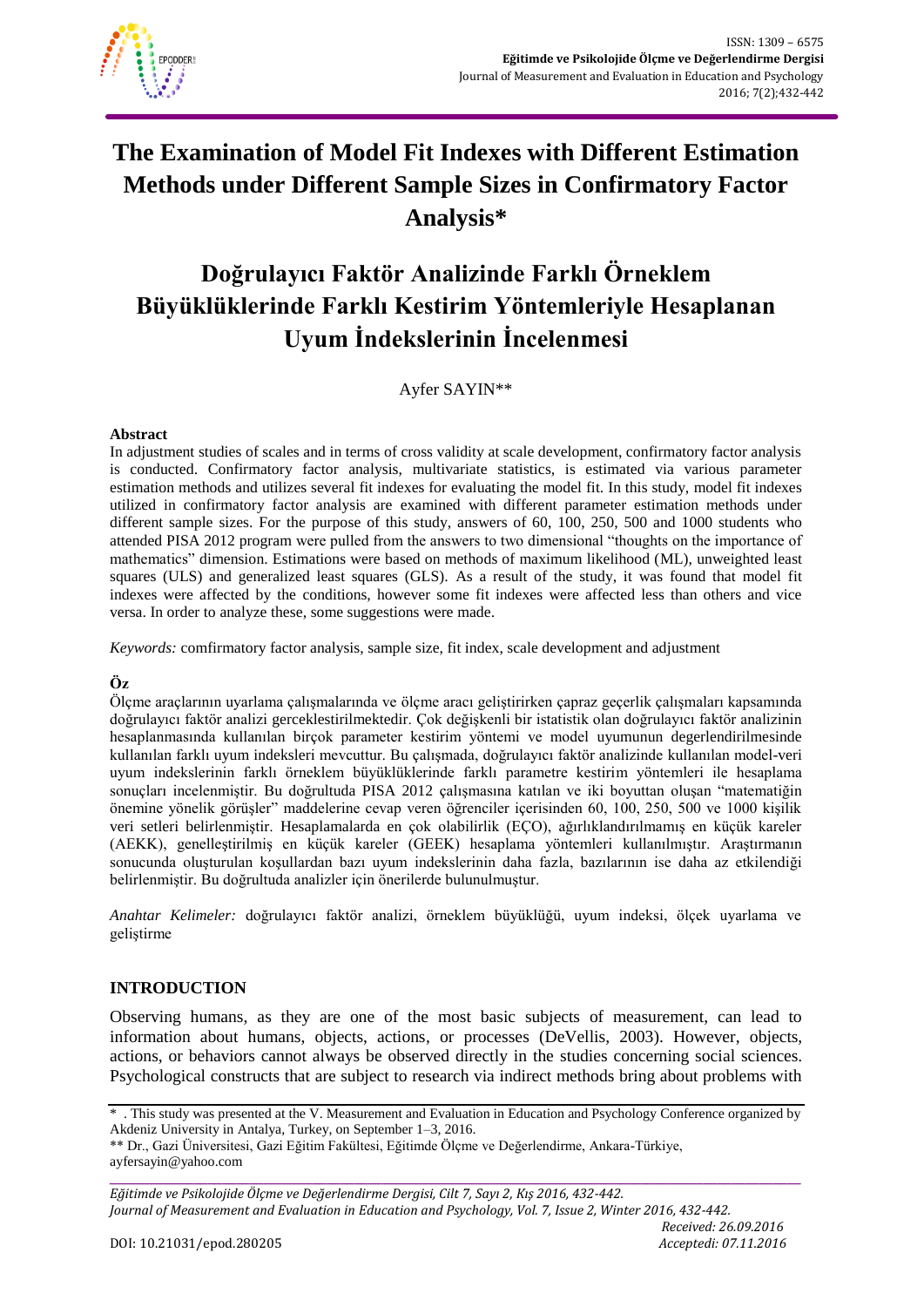# The Examination of Model Fit Indexes with Different Estimation Methods under Different Sample Sizes in Confirmatory Factor Analysis*

# Doğrulayıcı Faktör Analizinde Farklı Örneklem Büyüklüklerinde Farklı Kestirim Yöntemleriyle Hesaplanan Uyum İndekslerinin İncelenmesi

Ayfer SAYIN**

**Abstract**

In adjustment studies of scales and in terms of cross validity at scale development, confirmatory factor analysis is conducted. Confirmatory factor analysis, multivariate statistics, is estimated via various parameter estimation methods and utilizes several fit indexes for evaluating the model fit. In this study, model fit indexes utilized in confirmatory factor analysis are examined with different parameter estimation methods under different sample sizes. For the purpose of this study, answers of 60, 100, 250, 500 and 1000 students who attended PISA 2012 program were pulled from the answers to two dimensional "thoughts on the importance of mathematics" dimension. Estimations were based on methods of maximum likelihood (ML), unweighted least squares (ULS) and generalized least squares (GLS). As a result of the study, it was found that model fit indexes were affected by the conditions, however some fit indexes were affected less than others and vice versa. In order to analyze these, some suggestions were made.

*Keywords:* comfirmatory factor analysis, sample size, fit index, scale development and adjustment

**Öz**

Ölçme araçlarının uyarlama çalışmalarında ve ölçme aracı geliştirirken çapraz geçerlik çalışmaları kapsamında doğrulayıcı faktör analizi gerceklestirilmektedir. Çok değişkenli bir istatistik olan doğrulayıcı faktör analizinin hesaplanmasında kullanılan birçok parameter kestirim yöntemi ve model uyumunun degerlendirilmesinde kullanılan farklı uyum indeksleri mevcuttur. Bu çalışmada, doğrulayıcı faktör analizinde kullanılan model-veri uyum indekslerinin farklı örneklem büyüklüklerinde farklı parametre kestirim yöntemleri ile hesaplama sonuçları incelenmiştir. Bu doğrultuda PISA 2012 çalışmasına katılan ve iki boyuttan oluşan "matematiğin önemine yönelik görüşler" maddelerine cevap veren öğrenciler içerisinden 60, 100, 250, 500 ve 1000 kişilik veri setleri belirlenmiştir. Hesaplamalarda en çok olabilirlik (EÇO), ağırlıklandırılmamış en küçük kareler (AEKK), genelleştirilmiş en küçük kareler (GEEK) hesaplama yöntemleri kullanılmıştır. Araştırmanın sonucunda oluşturulan koşullardan bazı uyum indekslerinin daha fazla, bazılarının ise daha az etkilendiği belirlenmiştir. Bu doğrultuda analizler için önerilerde bulunulmuştur.

*Anahtar Kelimeler:* doğrulayıcı faktör analizi, örneklem büyüklüğü, uyum indeksi, ölçek uyarlama ve geliştirme

## INTRODUCTION

Observing humans, as they are one of the most basic subjects of measurement, can lead to information about humans, objects, actions, or processes (DeVellis, 2003). However, objects, actions, or behaviors cannot always be observed directly in the studies concerning social sciences. Psychological constructs that are subject to research via indirect methods bring about problems with

---

\* . This study was presented at the V. Measurement and Evaluation in Education and Psychology Conference organized by Akdeniz University in Antalya, Turkey, on September 1–3, 2016.

\*\* Dr., Gazi Üniversitesi, Gazi Eğitim Fakültesi, Eğitimde Ölçme ve Değerlendirme, Ankara-Türkiye, ayfersayin@yahoo.com

Received: 26.09.2016
Acceptedi: 07.11.2016

DOI: 10.21031/epod.280205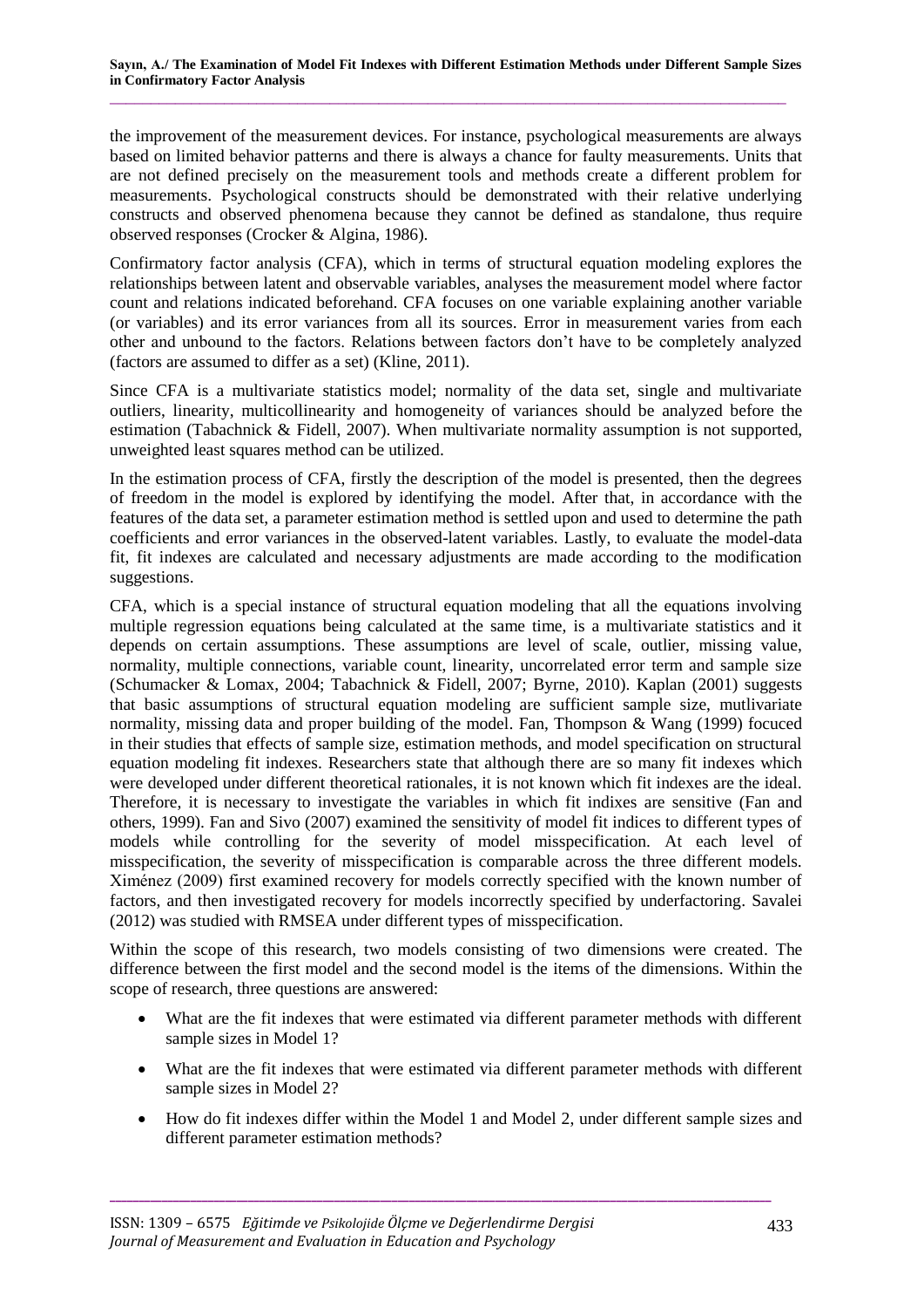the improvement of the measurement devices. For instance, psychological measurements are always based on limited behavior patterns and there is always a chance for faulty measurements. Units that are not defined precisely on the measurement tools and methods create a different problem for measurements. Psychological constructs should be demonstrated with their relative underlying constructs and observed phenomena because they cannot be defined as standalone, thus require observed responses (Crocker & Algina, 1986).

Confirmatory factor analysis (CFA), which in terms of structural equation modeling explores the relationships between latent and observable variables, analyses the measurement model where factor count and relations indicated beforehand. CFA focuses on one variable explaining another variable (or variables) and its error variances from all its sources. Error in measurement varies from each other and unbound to the factors. Relations between factors don't have to be completely analyzed (factors are assumed to differ as a set) (Kline, 2011).

Since CFA is a multivariate statistics model; normality of the data set, single and multivariate outliers, linearity, multicollinearity and homogeneity of variances should be analyzed before the estimation (Tabachnick & Fidell, 2007). When multivariate normality assumption is not supported, unweighted least squares method can be utilized.

In the estimation process of CFA, firstly the description of the model is presented, then the degrees of freedom in the model is explored by identifying the model. After that, in accordance with the features of the data set, a parameter estimation method is settled upon and used to determine the path coefficients and error variances in the observed-latent variables. Lastly, to evaluate the model-data fit, fit indexes are calculated and necessary adjustments are made according to the modification suggestions.

CFA, which is a special instance of structural equation modeling that all the equations involving multiple regression equations being calculated at the same time, is a multivariate statistics and it depends on certain assumptions. These assumptions are level of scale, outlier, missing value, normality, multiple connections, variable count, linearity, uncorrelated error term and sample size (Schumacker & Lomax, 2004; Tabachnick & Fidell, 2007; Byrne, 2010). Kaplan (2001) suggests that basic assumptions of structural equation modeling are sufficient sample size, mutlivariate normality, missing data and proper building of the model. Fan, Thompson & Wang (1999) focuced in their studies that effects of sample size, estimation methods, and model specification on structural equation modeling fit indexes. Researchers state that although there are so many fit indexes which were developed under different theoretical rationales, it is not known which fit indexes are the ideal. Therefore, it is necessary to investigate the variables in which fit indixes are sensitive (Fan and others, 1999). Fan and Sivo (2007) examined the sensitivity of model fit indices to different types of models while controlling for the severity of model misspecification. At each level of misspecification, the severity of misspecification is comparable across the three different models. Ximénez (2009) first examined recovery for models correctly specified with the known number of factors, and then investigated recovery for models incorrectly specified by underfactoring. Savalei (2012) was studied with RMSEA under different types of misspecification.

Within the scope of this research, two models consisting of two dimensions were created. The difference between the first model and the second model is the items of the dimensions. Within the scope of research, three questions are answered:

- What are the fit indexes that were estimated via different parameter methods with different sample sizes in Model 1?
- What are the fit indexes that were estimated via different parameter methods with different sample sizes in Model 2?
- How do fit indexes differ within the Model 1 and Model 2, under different sample sizes and different parameter estimation methods?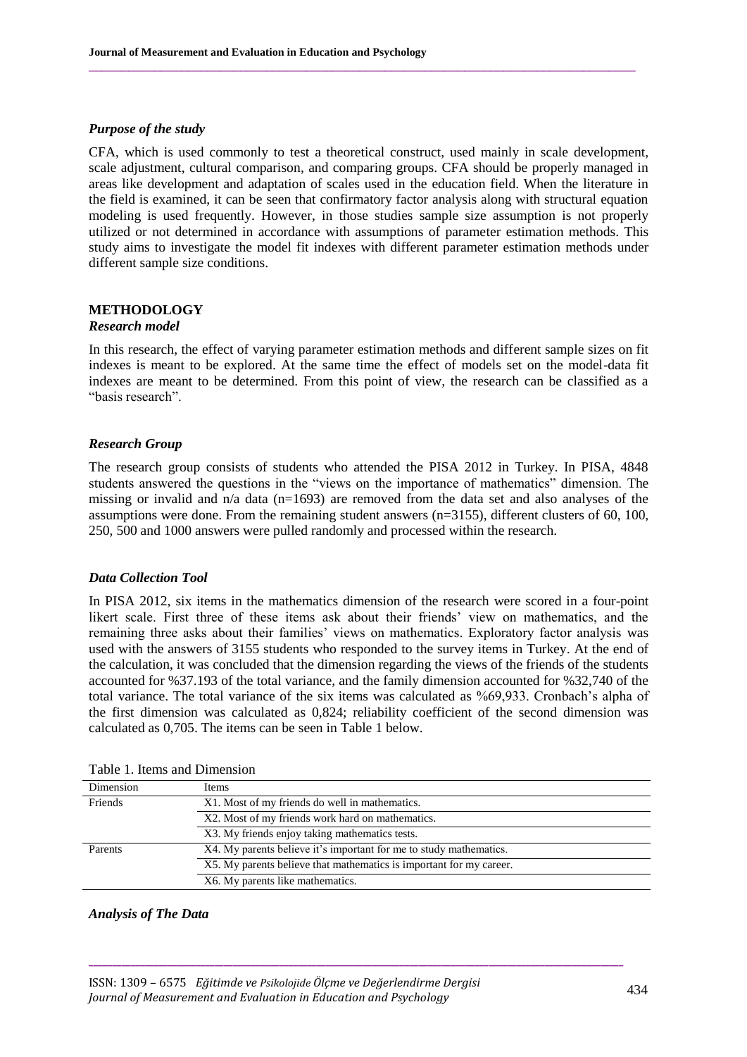### *Purpose of the study*

CFA, which is used commonly to test a theoretical construct, used mainly in scale development, scale adjustment, cultural comparison, and comparing groups. CFA should be properly managed in areas like development and adaptation of scales used in the education field. When the literature in the field is examined, it can be seen that confirmatory factor analysis along with structural equation modeling is used frequently. However, in those studies sample size assumption is not properly utilized or not determined in accordance with assumptions of parameter estimation methods. This study aims to investigate the model fit indexes with different parameter estimation methods under different sample size conditions.

## METHODOLOGY

### *Research model*

In this research, the effect of varying parameter estimation methods and different sample sizes on fit indexes is meant to be explored. At the same time the effect of models set on the model-data fit indexes are meant to be determined. From this point of view, the research can be classified as a "basis research".

### *Research Group*

The research group consists of students who attended the PISA 2012 in Turkey. In PISA, 4848 students answered the questions in the "views on the importance of mathematics" dimension. The missing or invalid and n/a data (n=1693) are removed from the data set and also analyses of the assumptions were done. From the remaining student answers (n=3155), different clusters of 60, 100, 250, 500 and 1000 answers were pulled randomly and processed within the research.

### *Data Collection Tool*

In PISA 2012, six items in the mathematics dimension of the research were scored in a four-point likert scale. First three of these items ask about their friends' view on mathematics, and the remaining three asks about their families' views on mathematics. Exploratory factor analysis was used with the answers of 3155 students who responded to the survey items in Turkey. At the end of the calculation, it was concluded that the dimension regarding the views of the friends of the students accounted for %37.193 of the total variance, and the family dimension accounted for %32,740 of the total variance. The total variance of the six items was calculated as %69,933. Cronbach's alpha of the first dimension was calculated as 0,824; reliability coefficient of the second dimension was calculated as 0,705. The items can be seen in Table 1 below.

Table 1. Items and Dimension

| Dimension | Items |
|---|---|
| Friends | X1. Most of my friends do well in mathematics. |
| | X2. Most of my friends work hard on mathematics. |
| | X3. My friends enjoy taking mathematics tests. |
| Parents | X4. My parents believe it's important for me to study mathematics. |
| | X5. My parents believe that mathematics is important for my career. |
| | X6. My parents like mathematics. |

### *Analysis of The Data*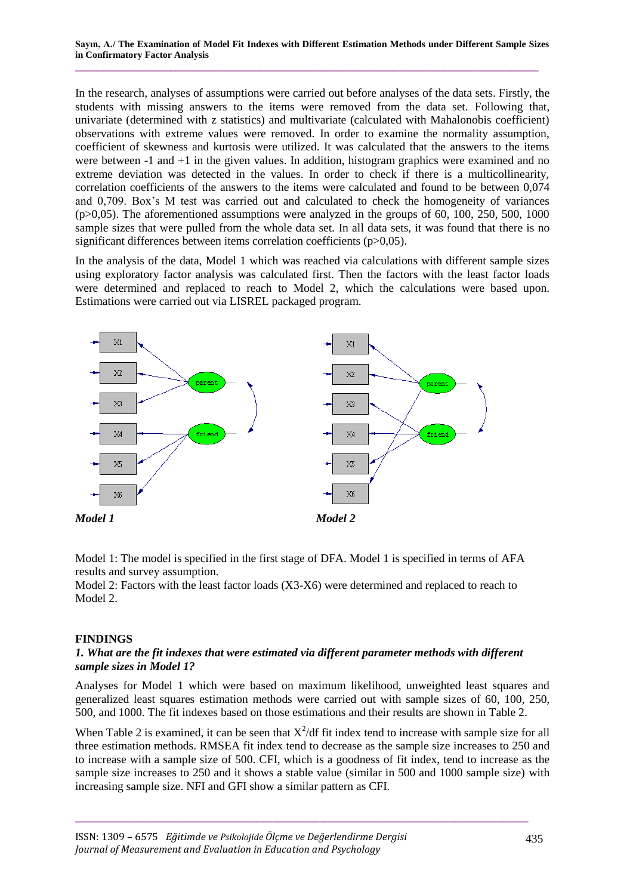In the research, analyses of assumptions were carried out before analyses of the data sets. Firstly, the students with missing answers to the items were removed from the data set. Following that, univariate (determined with z statistics) and multivariate (calculated with Mahalonobis coefficient) observations with extreme values were removed. In order to examine the normality assumption, coefficient of skewness and kurtosis were utilized. It was calculated that the answers to the items were between -1 and +1 in the given values. In addition, histogram graphics were examined and no extreme deviation was detected in the values. In order to check if there is a multicollinearity, correlation coefficients of the answers to the items were calculated and found to be between 0,074 and 0,709. Box's M test was carried out and calculated to check the homogeneity of variances (p>0,05). The aforementioned assumptions were analyzed in the groups of 60, 100, 250, 500, 1000 sample sizes that were pulled from the whole data set. In all data sets, it was found that there is no significant differences between items correlation coefficients (p>0,05).

In the analysis of the data, Model 1 which was reached via calculations with different sample sizes using exploratory factor analysis was calculated first. Then the factors with the least factor loads were determined and replaced to reach to Model 2, which the calculations were based upon. Estimations were carried out via LISREL packaged program.

*Model 1* *Model 2*

Model 1: The model is specified in the first stage of DFA. Model 1 is specified in terms of AFA results and survey assumption.
Model 2: Factors with the least factor loads (X3-X6) were determined and replaced to reach to Model 2.

## FINDINGS

### *1. What are the fit indexes that were estimated via different parameter methods with different sample sizes in Model 1?*

Analyses for Model 1 which were based on maximum likelihood, unweighted least squares and generalized least squares estimation methods were carried out with sample sizes of 60, 100, 250, 500, and 1000. The fit indexes based on those estimations and their results are shown in Table 2.

When Table 2 is examined, it can be seen that $X^2$/df fit index tend to increase with sample size for all three estimation methods. RMSEA fit index tend to decrease as the sample size increases to 250 and to increase with a sample size of 500. CFI, which is a goodness of fit index, tend to increase as the sample size increases to 250 and it shows a stable value (similar in 500 and 1000 sample size) with increasing sample size. NFI and GFI show a similar pattern as CFI.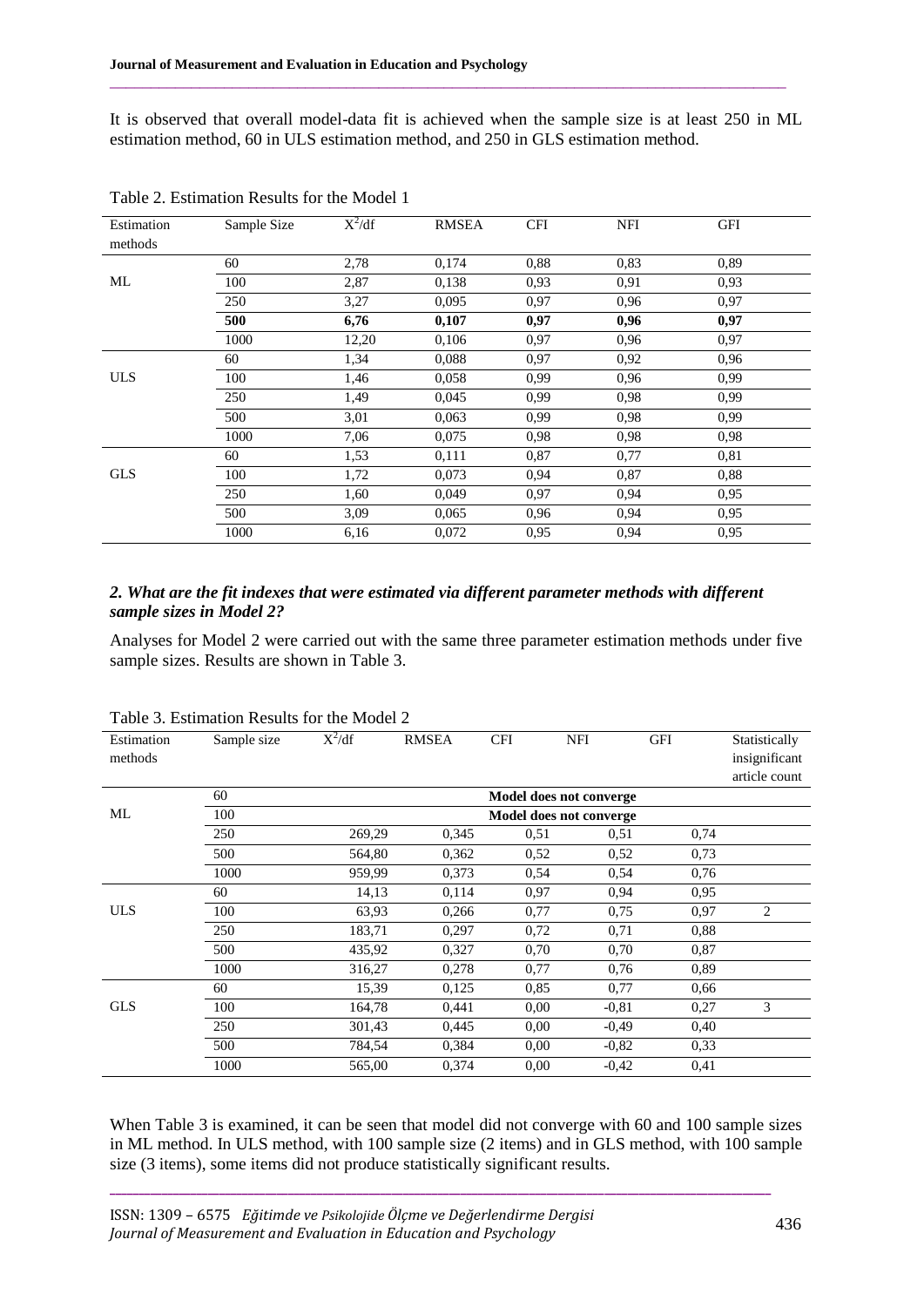It is observed that overall model-data fit is achieved when the sample size is at least 250 in ML estimation method, 60 in ULS estimation method, and 250 in GLS estimation method.

Table 2. Estimation Results for the Model 1

| Estimation methods | Sample Size | $X^2$/df | RMSEA | CFI | NFI | GFI |
|---|---|---|---|---|---|---|
| ML | 60 | 2,78 | 0,174 | 0,88 | 0,83 | 0,89 |
| | 100 | 2,87 | 0,138 | 0,93 | 0,91 | 0,93 |
| | 250 | 3,27 | 0,095 | 0,97 | 0,96 | 0,97 |
| | **500** | **6,76** | **0,107** | **0,97** | **0,96** | **0,97** |
| | 1000 | 12,20 | 0,106 | 0,97 | 0,96 | 0,97 |
| ULS | 60 | 1,34 | 0,088 | 0,97 | 0,92 | 0,96 |
| | 100 | 1,46 | 0,058 | 0,99 | 0,96 | 0,99 |
| | 250 | 1,49 | 0,045 | 0,99 | 0,98 | 0,99 |
| | 500 | 3,01 | 0,063 | 0,99 | 0,98 | 0,99 |
| | 1000 | 7,06 | 0,075 | 0,98 | 0,98 | 0,98 |
| GLS | 60 | 1,53 | 0,111 | 0,87 | 0,77 | 0,81 |
| | 100 | 1,72 | 0,073 | 0,94 | 0,87 | 0,88 |
| | 250 | 1,60 | 0,049 | 0,97 | 0,94 | 0,95 |
| | 500 | 3,09 | 0,065 | 0,96 | 0,94 | 0,95 |
| | 1000 | 6,16 | 0,072 | 0,95 | 0,94 | 0,95 |

### *2. What are the fit indexes that were estimated via different parameter methods with different sample sizes in Model 2?*

Analyses for Model 2 were carried out with the same three parameter estimation methods under five sample sizes. Results are shown in Table 3.

Table 3. Estimation Results for the Model 2

| Estimation methods | Sample size | $X^2$/df | RMSEA | CFI | NFI | GFI | Statistically insignificant article count |
|---|---|---|---|---|---|---|---|
| ML | 60 | Model does not converge | | | | | |
| | 100 | Model does not converge | | | | | |
| | 250 | 269,29 | 0,345 | 0,51 | 0,51 | 0,74 | |
| | 500 | 564,80 | 0,362 | 0,52 | 0,52 | 0,73 | |
| | 1000 | 959,99 | 0,373 | 0,54 | 0,54 | 0,76 | |
| ULS | 60 | 14,13 | 0,114 | 0,97 | 0,94 | 0,95 | |
| | 100 | 63,93 | 0,266 | 0,77 | 0,75 | 0,97 | 2 |
| | 250 | 183,71 | 0,297 | 0,72 | 0,71 | 0,88 | |
| | 500 | 435,92 | 0,327 | 0,70 | 0,70 | 0,87 | |
| | 1000 | 316,27 | 0,278 | 0,77 | 0,76 | 0,89 | |
| GLS | 60 | 15,39 | 0,125 | 0,85 | 0,77 | 0,66 | |
| | 100 | 164,78 | 0,441 | 0,00 | -0,81 | 0,27 | 3 |
| | 250 | 301,43 | 0,445 | 0,00 | -0,49 | 0,40 | |
| | 500 | 784,54 | 0,384 | 0,00 | -0,82 | 0,33 | |
| | 1000 | 565,00 | 0,374 | 0,00 | -0,42 | 0,41 | |

When Table 3 is examined, it can be seen that model did not converge with 60 and 100 sample sizes in ML method. In ULS method, with 100 sample size (2 items) and in GLS method, with 100 sample size (3 items), some items did not produce statistically significant results.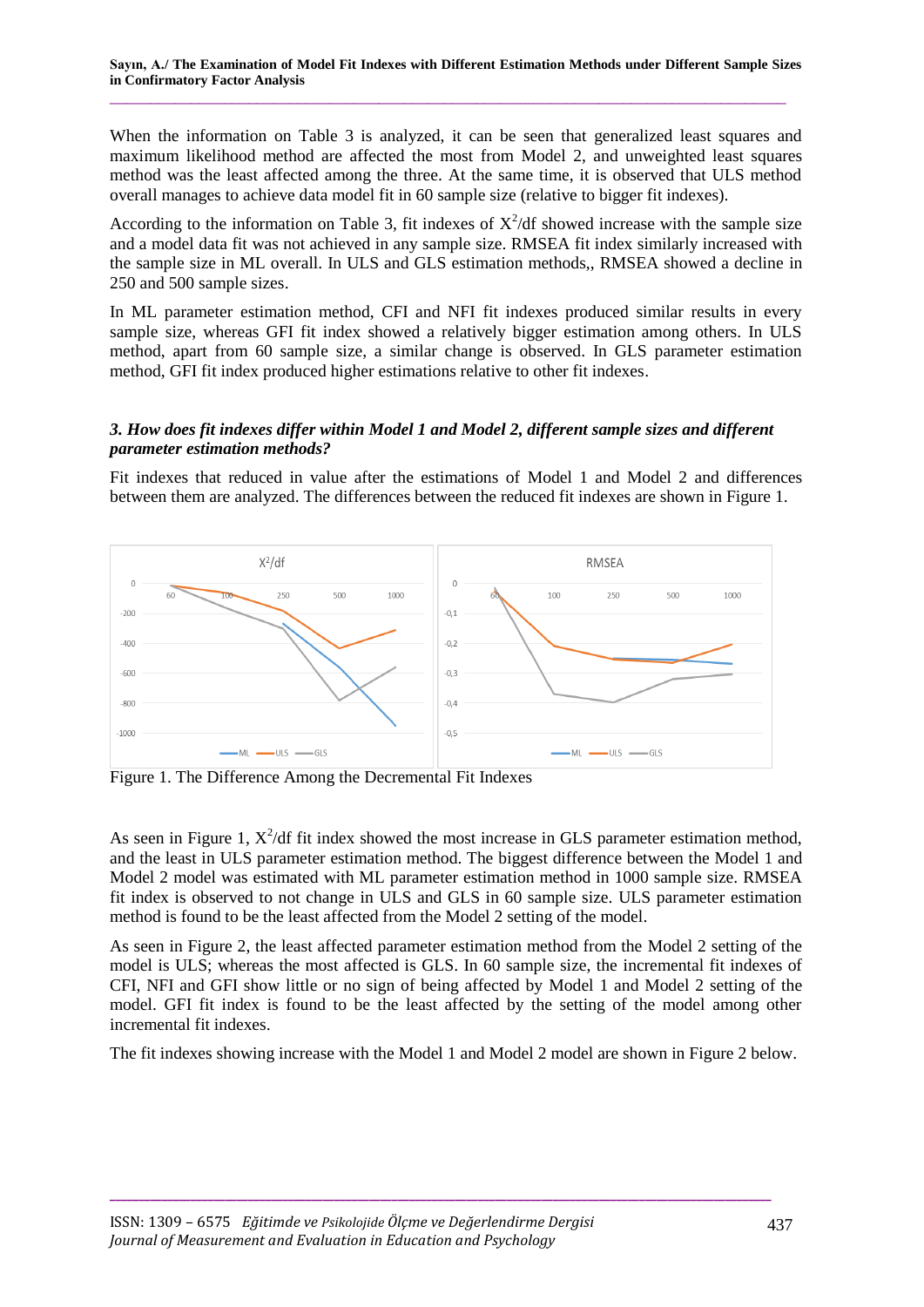When the information on Table 3 is analyzed, it can be seen that generalized least squares and maximum likelihood method are affected the most from Model 2, and unweighted least squares method was the least affected among the three. At the same time, it is observed that ULS method overall manages to achieve data model fit in 60 sample size (relative to bigger fit indexes).

According to the information on Table 3, fit indexes of $X^2$/df showed increase with the sample size and a model data fit was not achieved in any sample size. RMSEA fit index similarly increased with the sample size in ML overall. In ULS and GLS estimation methods,, RMSEA showed a decline in 250 and 500 sample sizes.

In ML parameter estimation method, CFI and NFI fit indexes produced similar results in every sample size, whereas GFI fit index showed a relatively bigger estimation among others. In ULS method, apart from 60 sample size, a similar change is observed. In GLS parameter estimation method, GFI fit index produced higher estimations relative to other fit indexes.

### *3. How does fit indexes differ within Model 1 and Model 2, different sample sizes and different parameter estimation methods?*

Fit indexes that reduced in value after the estimations of Model 1 and Model 2 and differences between them are analyzed. The differences between the reduced fit indexes are shown in Figure 1.

Figure 1. The Difference Among the Decremental Fit Indexes

As seen in Figure 1, $X^2$/df fit index showed the most increase in GLS parameter estimation method, and the least in ULS parameter estimation method. The biggest difference between the Model 1 and Model 2 model was estimated with ML parameter estimation method in 1000 sample size. RMSEA fit index is observed to not change in ULS and GLS in 60 sample size. ULS parameter estimation method is found to be the least affected from the Model 2 setting of the model.

As seen in Figure 2, the least affected parameter estimation method from the Model 2 setting of the model is ULS; whereas the most affected is GLS. In 60 sample size, the incremental fit indexes of CFI, NFI and GFI show little or no sign of being affected by Model 1 and Model 2 setting of the model. GFI fit index is found to be the least affected by the setting of the model among other incremental fit indexes.

The fit indexes showing increase with the Model 1 and Model 2 model are shown in Figure 2 below.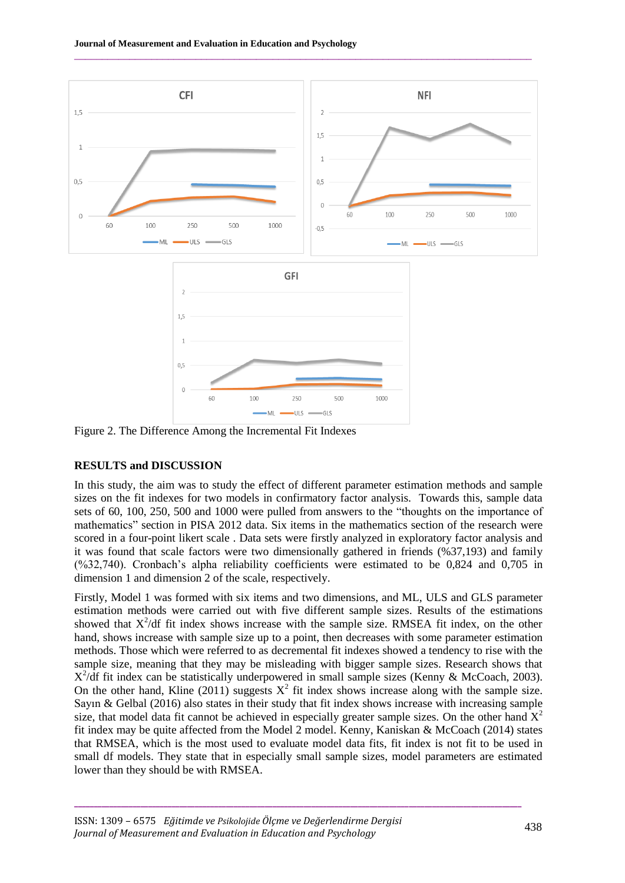Figure 2. The Difference Among the Incremental Fit Indexes

## RESULTS and DISCUSSION

In this study, the aim was to study the effect of different parameter estimation methods and sample sizes on the fit indexes for two models in confirmatory factor analysis. Towards this, sample data sets of 60, 100, 250, 500 and 1000 were pulled from answers to the "thoughts on the importance of mathematics" section in PISA 2012 data. Six items in the mathematics section of the research were scored in a four-point likert scale . Data sets were firstly analyzed in exploratory factor analysis and it was found that scale factors were two dimensionally gathered in friends (%37,193) and family (%32,740). Cronbach's alpha reliability coefficients were estimated to be 0,824 and 0,705 in dimension 1 and dimension 2 of the scale, respectively.

Firstly, Model 1 was formed with six items and two dimensions, and ML, ULS and GLS parameter estimation methods were carried out with five different sample sizes. Results of the estimations showed that $X^2$/df fit index shows increase with the sample size. RMSEA fit index, on the other hand, shows increase with sample size up to a point, then decreases with some parameter estimation methods. Those which were referred to as decremental fit indexes showed a tendency to rise with the sample size, meaning that they may be misleading with bigger sample sizes. Research shows that $X^2$/df fit index can be statistically underpowered in small sample sizes (Kenny & McCoach, 2003). On the other hand, Kline (2011) suggests $X^2$ fit index shows increase along with the sample size. Sayın & Gelbal (2016) also states in their study that fit index shows increase with increasing sample size, that model data fit cannot be achieved in especially greater sample sizes. On the other hand $X^2$ fit index may be quite affected from the Model 2 model. Kenny, Kaniskan & McCoach (2014) states that RMSEA, which is the most used to evaluate model data fits, fit index is not fit to be used in small df models. They state that in especially small sample sizes, model parameters are estimated lower than they should be with RMSEA.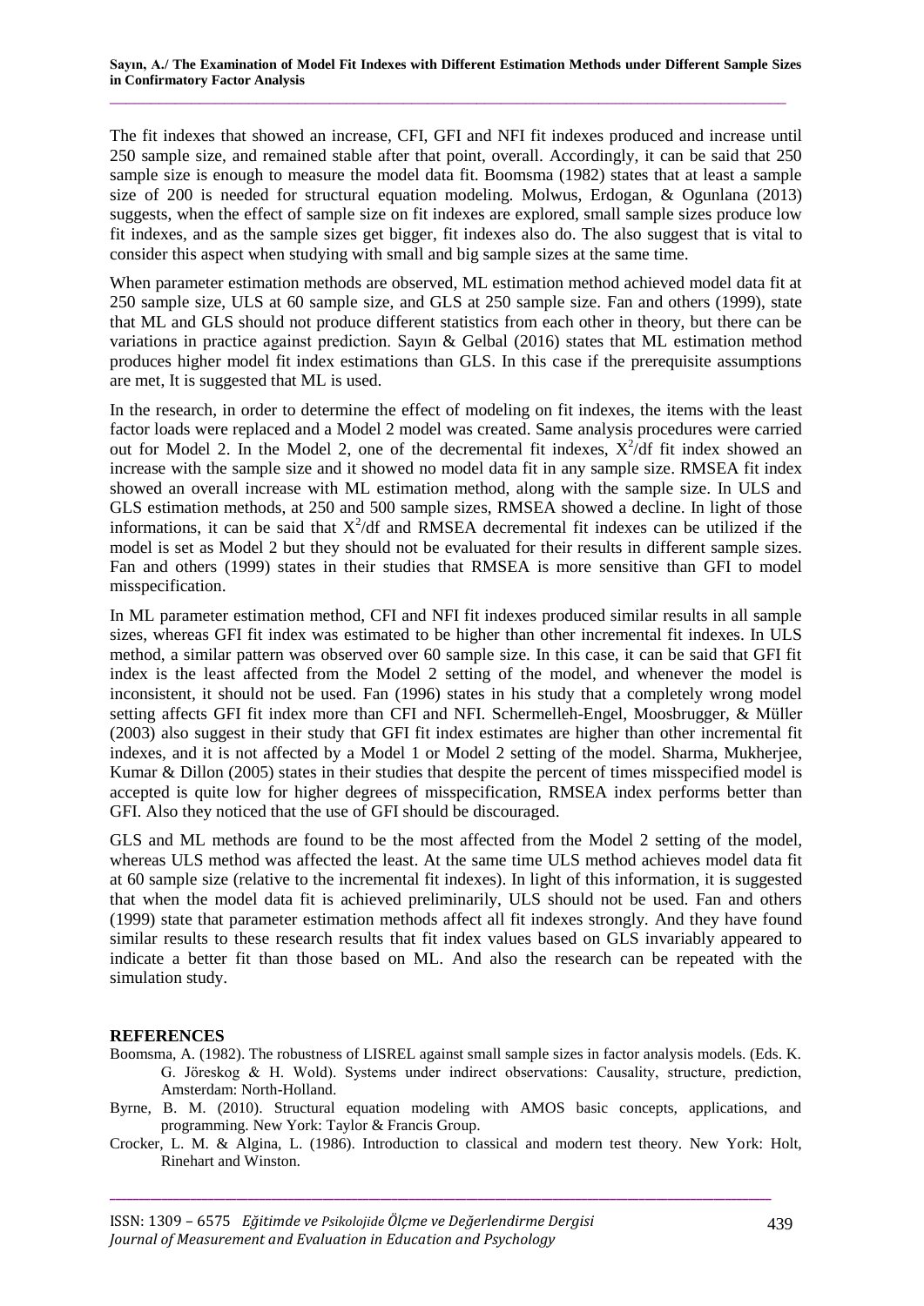The fit indexes that showed an increase, CFI, GFI and NFI fit indexes produced and increase until 250 sample size, and remained stable after that point, overall. Accordingly, it can be said that 250 sample size is enough to measure the model data fit. Boomsma (1982) states that at least a sample size of 200 is needed for structural equation modeling. Molwus, Erdogan, & Ogunlana (2013) suggests, when the effect of sample size on fit indexes are explored, small sample sizes produce low fit indexes, and as the sample sizes get bigger, fit indexes also do. The also suggest that is vital to consider this aspect when studying with small and big sample sizes at the same time.

When parameter estimation methods are observed, ML estimation method achieved model data fit at 250 sample size, ULS at 60 sample size, and GLS at 250 sample size. Fan and others (1999), state that ML and GLS should not produce different statistics from each other in theory, but there can be variations in practice against prediction. Sayın & Gelbal (2016) states that ML estimation method produces higher model fit index estimations than GLS. In this case if the prerequisite assumptions are met, It is suggested that ML is used.

In the research, in order to determine the effect of modeling on fit indexes, the items with the least factor loads were replaced and a Model 2 model was created. Same analysis procedures were carried out for Model 2. In the Model 2, one of the decremental fit indexes, $X^2$/df fit index showed an increase with the sample size and it showed no model data fit in any sample size. RMSEA fit index showed an overall increase with ML estimation method, along with the sample size. In ULS and GLS estimation methods, at 250 and 500 sample sizes, RMSEA showed a decline. In light of those informations, it can be said that $X^2$/df and RMSEA decremental fit indexes can be utilized if the model is set as Model 2 but they should not be evaluated for their results in different sample sizes. Fan and others (1999) states in their studies that RMSEA is more sensitive than GFI to model misspecification.

In ML parameter estimation method, CFI and NFI fit indexes produced similar results in all sample sizes, whereas GFI fit index was estimated to be higher than other incremental fit indexes. In ULS method, a similar pattern was observed over 60 sample size. In this case, it can be said that GFI fit index is the least affected from the Model 2 setting of the model, and whenever the model is inconsistent, it should not be used. Fan (1996) states in his study that a completely wrong model setting affects GFI fit index more than CFI and NFI. Schermelleh-Engel, Moosbrugger, & Müller (2003) also suggest in their study that GFI fit index estimates are higher than other incremental fit indexes, and it is not affected by a Model 1 or Model 2 setting of the model. Sharma, Mukherjee, Kumar & Dillon (2005) states in their studies that despite the percent of times misspecified model is accepted is quite low for higher degrees of misspecification, RMSEA index performs better than GFI. Also they noticed that the use of GFI should be discouraged.

GLS and ML methods are found to be the most affected from the Model 2 setting of the model, whereas ULS method was affected the least. At the same time ULS method achieves model data fit at 60 sample size (relative to the incremental fit indexes). In light of this information, it is suggested that when the model data fit is achieved preliminarily, ULS should not be used. Fan and others (1999) state that parameter estimation methods affect all fit indexes strongly. And they have found similar results to these research results that fit index values based on GLS invariably appeared to indicate a better fit than those based on ML. And also the research can be repeated with the simulation study.

## REFERENCES

Boomsma, A. (1982). The robustness of LISREL against small sample sizes in factor analysis models. (Eds. K. G. Jöreskog & H. Wold). Systems under indirect observations: Causality, structure, prediction, Amsterdam: North-Holland.

Byrne, B. M. (2010). Structural equation modeling with AMOS basic concepts, applications, and programming. New York: Taylor & Francis Group.

Crocker, L. M. & Algina, L. (1986). Introduction to classical and modern test theory. New York: Holt, Rinehart and Winston.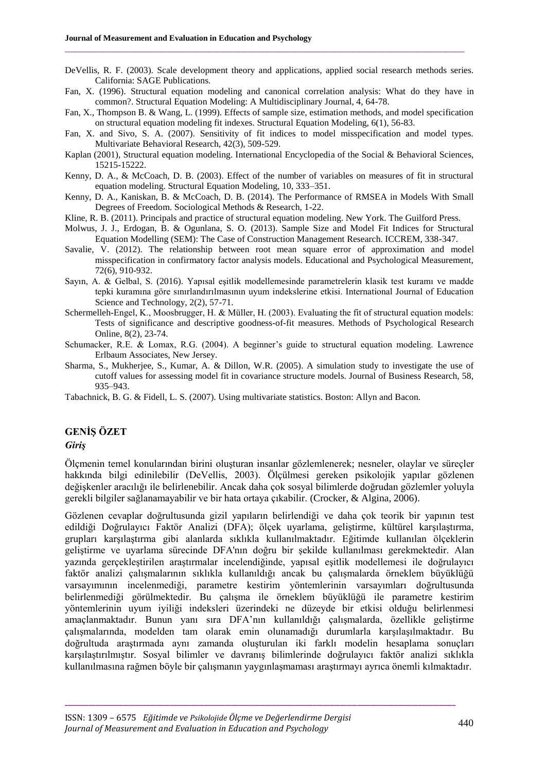DeVellis, R. F. (2003). Scale development theory and applications, applied social research methods series. California: SAGE Publications.

Fan, X. (1996). Structural equation modeling and canonical correlation analysis: What do they have in common?. Structural Equation Modeling: A Multidisciplinary Journal, 4, 64-78.

Fan, X., Thompson B. & Wang, L. (1999). Effects of sample size, estimation methods, and model specification on structural equation modeling fit indexes. Structural Equation Modeling, 6(1), 56-83.

Fan, X. and Sivo, S. A. (2007). Sensitivity of fit indices to model misspecification and model types. Multivariate Behavioral Research, 42(3), 509-529.

Kaplan (2001), Structural equation modeling. International Encyclopedia of the Social & Behavioral Sciences, 15215-15222.

Kenny, D. A., & McCoach, D. B. (2003). Effect of the number of variables on measures of fit in structural equation modeling. Structural Equation Modeling, 10, 333–351.

Kenny, D. A., Kaniskan, B. & McCoach, D. B. (2014). The Performance of RMSEA in Models With Small Degrees of Freedom. Sociological Methods & Research, 1-22.

Kline, R. B. (2011). Principals and practice of structural equation modeling. New York. The Guilford Press.

Molwus, J. J., Erdogan, B. & Ogunlana, S. O. (2013). Sample Size and Model Fit Indices for Structural Equation Modelling (SEM): The Case of Construction Management Research. ICCREM, 338-347.

Savalie, V. (2012). The relationship between root mean square error of approximation and model misspecification in confirmatory factor analysis models. Educational and Psychological Measurement, 72(6), 910-932.

Sayın, A. & Gelbal, S. (2016). Yapısal eşitlik modellemesinde parametrelerin klasik test kuramı ve madde tepki kuramına göre sınırlandırılmasının uyum indekslerine etkisi. International Journal of Education Science and Technology, 2(2), 57-71.

Schermelleh-Engel, K., Moosbrugger, H. & Müller, H. (2003). Evaluating the fit of structural equation models: Tests of significance and descriptive goodness-of-fit measures. Methods of Psychological Research Online, 8(2), 23-74.

Schumacker, R.E. & Lomax, R.G. (2004). A beginner's guide to structural equation modeling. Lawrence Erlbaum Associates, New Jersey.

Sharma, S., Mukherjee, S., Kumar, A. & Dillon, W.R. (2005). A simulation study to investigate the use of cutoff values for assessing model fit in covariance structure models. Journal of Business Research, 58, 935–943.

Tabachnick, B. G. & Fidell, L. S. (2007). Using multivariate statistics. Boston: Allyn and Bacon.

## GENİŞ ÖZET

### *Giriş*

Ölçmenin temel konularından birini oluşturan insanlar gözlemlenerek; nesneler, olaylar ve süreçler hakkında bilgi edinilebilir (DeVellis, 2003). Ölçülmesi gereken psikolojik yapılar gözlenen değişkenler aracılığı ile belirlenebilir. Ancak daha çok sosyal bilimlerde doğrudan gözlemler yoluyla gerekli bilgiler sağlanamayabilir ve bir hata ortaya çıkabilir. (Crocker, & Algina, 2006).

Gözlenen cevaplar doğrultusunda gizil yapıların belirlendiği ve daha çok teorik bir yapının test edildiği Doğrulayıcı Faktör Analizi (DFA); ölçek uyarlama, geliştirme, kültürel karşılaştırma, grupları karşılaştırma gibi alanlarda sıklıkla kullanılmaktadır. Eğitimde kullanılan ölçeklerin geliştirme ve uyarlama sürecinde DFA'nın doğru bir şekilde kullanılması gerekmektedir. Alan yazında gerçekleştirilen araştırmalar incelendiğinde, yapısal eşitlik modellemesi ile doğrulayıcı faktör analizi çalışmalarının sıklıkla kullanıldığı ancak bu çalışmalarda örneklem büyüklüğü varsayımının incelenmediği, parametre kestirim yöntemlerinin varsayımları doğrultusunda belirlenmediği görülmektedir. Bu çalışma ile örneklem büyüklüğü ile parametre kestirim yöntemlerinin uyum iyiliği indeksleri üzerindeki ne düzeyde bir etkisi olduğu belirlenmesi amaçlanmaktadır. Bunun yanı sıra DFA'nın kullanıldığı çalışmalarda, özellikle geliştirme çalışmalarında, modelden tam olarak emin olunamadığı durumlarla karşılaşılmaktadır. Bu doğrultuda araştırmada aynı zamanda oluşturulan iki farklı modelin hesaplama sonuçları karşılaştırılmıştır. Sosyal bilimler ve davranış bilimlerinde doğrulayıcı faktör analizi sıklıkla kullanılmasına rağmen böyle bir çalışmanın yaygınlaşmaması araştırmayı ayrıca önemli kılmaktadır.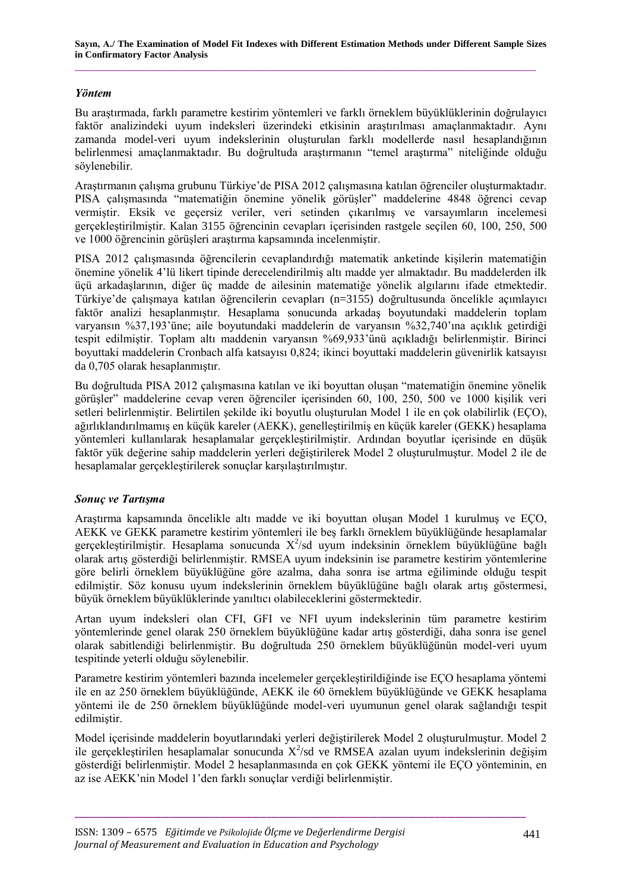### *Yöntem*

Bu araştırmada, farklı parametre kestirim yöntemleri ve farklı örneklem büyüklüklerinin doğrulayıcı faktör analizindeki uyum indeksleri üzerindeki etkisinin araştırılması amaçlanmaktadır. Aynı zamanda model-veri uyum indekslerinin oluşturulan farklı modellerde nasıl hesaplandığının belirlenmesi amaçlanmaktadır. Bu doğrultuda araştırmanın "temel araştırma" niteliğinde olduğu söylenebilir.

Araştırmanın çalışma grubunu Türkiye'de PISA 2012 çalışmasına katılan öğrenciler oluşturmaktadır. PISA çalışmasında "matematiğin önemine yönelik görüşler" maddelerine 4848 öğrenci cevap vermiştir. Eksik ve geçersiz veriler, veri setinden çıkarılmış ve varsayımların incelemesi gerçekleştirilmiştir. Kalan 3155 öğrencinin cevapları içerisinden rastgele seçilen 60, 100, 250, 500 ve 1000 öğrencinin görüşleri araştırma kapsamında incelenmiştir.

PISA 2012 çalışmasında öğrencilerin cevaplandırdığı matematik anketinde kişilerin matematiğin önemine yönelik 4'lü likert tipinde derecelendirilmiş altı madde yer almaktadır. Bu maddelerden ilk üçü arkadaşlarının, diğer üç madde de ailesinin matematiğe yönelik algılarını ifade etmektedir. Türkiye'de çalışmaya katılan öğrencilerin cevapları (n=3155) doğrultusunda öncelikle açımlayıcı faktör analizi hesaplanmıştır. Hesaplama sonucunda arkadaş boyutundaki maddelerin toplam varyansın %37,193'üne; aile boyutundaki maddelerin de varyansın %32,740'ına açıklık getirdiği tespit edilmiştir. Toplam altı maddenin varyansın %69,933'ünü açıkladığı belirlenmiştir. Birinci boyuttaki maddelerin Cronbach alfa katsayısı 0,824; ikinci boyuttaki maddelerin güvenirlik katsayısı da 0,705 olarak hesaplanmıştır.

Bu doğrultuda PISA 2012 çalışmasına katılan ve iki boyuttan oluşan "matematiğin önemine yönelik görüşler" maddelerine cevap veren öğrenciler içerisinden 60, 100, 250, 500 ve 1000 kişilik veri setleri belirlenmiştir. Belirtilen şekilde iki boyutlu oluşturulan Model 1 ile en çok olabilirlik (EÇO), ağırlıklandırılmamış en küçük kareler (AEKK), genelleştirilmiş en küçük kareler (GEKK) hesaplama yöntemleri kullanılarak hesaplamalar gerçekleştirilmiştir. Ardından boyutlar içerisinde en düşük faktör yük değerine sahip maddelerin yerleri değiştirilerek Model 2 oluşturulmuştur. Model 2 ile de hesaplamalar gerçekleştirilerek sonuçlar karşılaştırılmıştır.

### *Sonuç ve Tartışma*

Araştırma kapsamında öncelikle altı madde ve iki boyuttan oluşan Model 1 kurulmuş ve EÇO, AEKK ve GEKK parametre kestirim yöntemleri ile beş farklı örneklem büyüklüğünde hesaplamalar gerçekleştirilmiştir. Hesaplama sonucunda $X^2$/sd uyum indeksinin örneklem büyüklüğüne bağlı olarak artış gösterdiği belirlenmiştir. RMSEA uyum indeksinin ise parametre kestirim yöntemlerine göre belirli örneklem büyüklüğüne göre azalma, daha sonra ise artma eğiliminde olduğu tespit edilmiştir. Söz konusu uyum indekslerinin örneklem büyüklüğüne bağlı olarak artış göstermesi, büyük örneklem büyüklüklerinde yanıltıcı olabileceklerini göstermektedir.

Artan uyum indeksleri olan CFI, GFI ve NFI uyum indekslerinin tüm parametre kestirim yöntemlerinde genel olarak 250 örneklem büyüklüğüne kadar artış gösterdiği, daha sonra ise genel olarak sabitlendiği belirlenmiştir. Bu doğrultuda 250 örneklem büyüklüğünün model-veri uyum tespitinde yeterli olduğu söylenebilir.

Parametre kestirim yöntemleri bazında incelemeler gerçekleştirildiğinde ise EÇO hesaplama yöntemi ile en az 250 örneklem büyüklüğünde, AEKK ile 60 örneklem büyüklüğünde ve GEKK hesaplama yöntemi ile de 250 örneklem büyüklüğünde model-veri uyumunun genel olarak sağlandığı tespit edilmiştir.

Model içerisinde maddelerin boyutlarındaki yerleri değiştirilerek Model 2 oluşturulmuştur. Model 2 ile gerçekleştirilen hesaplamalar sonucunda $X^2$/sd ve RMSEA azalan uyum indekslerinin değişim gösterdiği belirlenmiştir. Model 2 hesaplanmasında en çok GEKK yöntemi ile EÇO yönteminin, en az ise AEKK'nin Model 1'den farklı sonuçlar verdiği belirlenmiştir.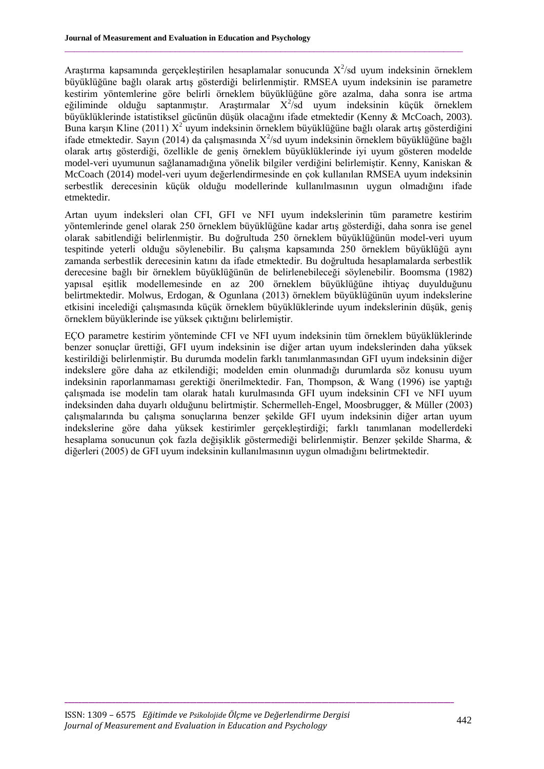Araştırma kapsamında gerçekleştirilen hesaplamalar sonucunda $X^2$/sd uyum indeksinin örneklem büyüklüğüne bağlı olarak artış gösterdiği belirlenmiştir. RMSEA uyum indeksinin ise parametre kestirim yöntemlerine göre belirli örneklem büyüklüğüne göre azalma, daha sonra ise artma eğiliminde olduğu saptanmıştır. Araştırmalar $X^2$/sd uyum indeksinin küçük örneklem büyüklüklerinde istatistiksel gücünün düşük olacağını ifade etmektedir (Kenny & McCoach, 2003). Buna karşın Kline (2011) $X^2$ uyum indeksinin örneklem büyüklüğüne bağlı olarak artış gösterdiğini ifade etmektedir. Sayın (2014) da çalışmasında $X^2$/sd uyum indeksinin örneklem büyüklüğüne bağlı olarak artış gösterdiği, özellikle de geniş örneklem büyüklüklerinde iyi uyum gösteren modelde model-veri uyumunun sağlanamadığına yönelik bilgiler verdiğini belirlemiştir. Kenny, Kaniskan & McCoach (2014) model-veri uyum değerlendirmesinde en çok kullanılan RMSEA uyum indeksinin serbestlik derecesinin küçük olduğu modellerinde kullanılmasının uygun olmadığını ifade etmektedir.

Artan uyum indeksleri olan CFI, GFI ve NFI uyum indekslerinin tüm parametre kestirim yöntemlerinde genel olarak 250 örneklem büyüklüğüne kadar artış gösterdiği, daha sonra ise genel olarak sabitlendiği belirlenmiştir. Bu doğrultuda 250 örneklem büyüklüğünün model-veri uyum tespitinde yeterli olduğu söylenebilir. Bu çalışma kapsamında 250 örneklem büyüklüğü aynı zamanda serbestlik derecesinin katını da ifade etmektedir. Bu doğrultuda hesaplamalarda serbestlik derecesine bağlı bir örneklem büyüklüğünün de belirlenebileceği söylenebilir. Boomsma (1982) yapısal eşitlik modellemesinde en az 200 örneklem büyüklüğüne ihtiyaç duyulduğunu belirtmektedir. Molwus, Erdogan, & Ogunlana (2013) örneklem büyüklüğünün uyum indekslerine etkisini incelediği çalışmasında küçük örneklem büyüklüklerinde uyum indekslerinin düşük, geniş örneklem büyüklerinde ise yüksek çıktığını belirlemiştir.

EÇO parametre kestirim yönteminde CFI ve NFI uyum indeksinin tüm örneklem büyüklüklerinde benzer sonuçlar ürettiği, GFI uyum indeksinin ise diğer artan uyum indekslerinden daha yüksek kestirildiği belirlenmiştir. Bu durumda modelin farklı tanımlanmasından GFI uyum indeksinin diğer indekslere göre daha az etkilendiği; modelden emin olunmadığı durumlarda söz konusu uyum indeksinin raporlanmaması gerektiği önerilmektedir. Fan, Thompson, & Wang (1996) ise yaptığı çalışmada ise modelin tam olarak hatalı kurulmasında GFI uyum indeksinin CFI ve NFI uyum indeksinden daha duyarlı olduğunu belirtmiştir. Schermelleh-Engel, Moosbrugger, & Müller (2003) çalışmalarında bu çalışma sonuçlarına benzer şekilde GFI uyum indeksinin diğer artan uyum indekslerine göre daha yüksek kestirimler gerçekleştirdiği; farklı tanımlanan modellerdeki hesaplama sonucunun çok fazla değişiklik göstermediği belirlenmiştir. Benzer şekilde Sharma, & diğerleri (2005) de GFI uyum indeksinin kullanılmasının uygun olmadığını belirtmektedir.